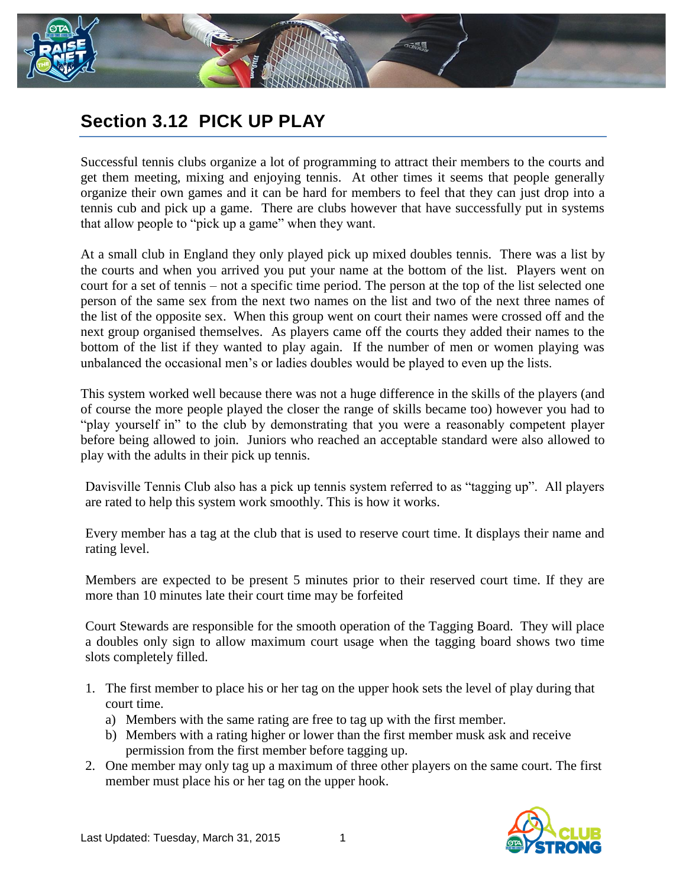## Section 3.12 PICK UP PLAY

Successful tennis clubs organize a lot of programming to attract their members to the courts and get them meeting, mixing and enjoying tennis. At other times it seems that people generally organize their own games and it can be hard for members to feel that they can just drop into a tennis cub and pick up a game. There are clubs however that have successfully put in systems that allow people to "pick up a game" when they want.

At a small club in England they only played pick up mixed doubles tennis. There was a list by the courts and when you arrived you put your name at the bottom of the list. Players went on court for a set of tennis – not a specific time period. The person at the top of the list selected one person of the same sex from the next two names on the list and two of the next three names of the list of the opposite sex. When this group went on court their names were crossed off and the next group organised themselves. As players came off the courts they added their names to the bottom of the list if they wanted to play again. If the number of men or women playing was unbalanced the occasional men's or ladies doubles would be played to even up the lists.

This system worked well because there was not a huge difference in the skills of the players (and of course the more people played the closer the range of skills became too) however you had to "play yourself in" to the club by demonstrating that you were a reasonably competent player before being allowed to join. Juniors who reached an acceptable standard were also allowed to play with the adults in their pick up tennis.

Davisville Tennis Club also has a pick up tennis system referred to as "tagging up". All players are rated to help this system work smoothly. This is how it works.

Every member has a tag at the club that is used to reserve court time. It displays their name and rating level.

Members are expected to be present 5 minutes prior to their reserved court time. If they are more than 10 minutes late their court time may be forfeited

Court Stewards are responsible for the smooth operation of the Tagging Board. They will place a doubles only sign to allow maximum court usage when the tagging board shows two time slots completely filled.

1. The first member to place his or her tag on the upper hook sets the level of play during that court time.
   a) Members with the same rating are free to tag up with the first member.
   b) Members with a rating higher or lower than the first member musk ask and receive permission from the first member before tagging up.
2. One member may only tag up a maximum of three other players on the same court. The first member must place his or her tag on the upper hook.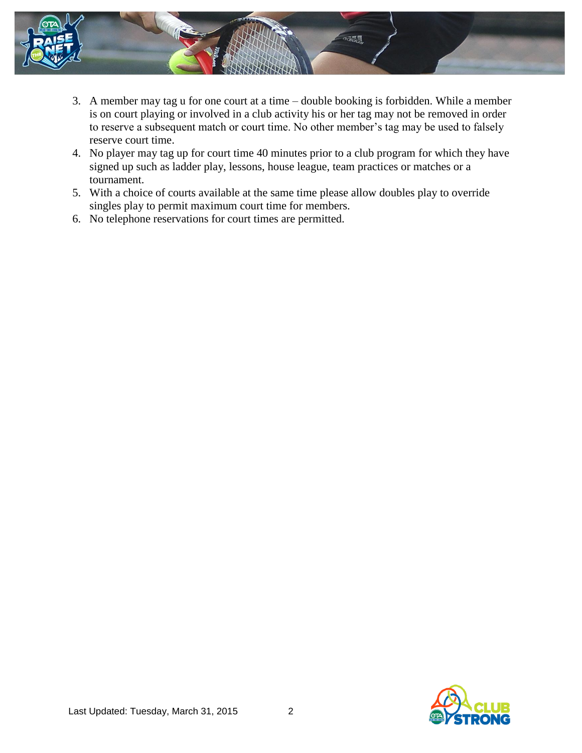3. A member may tag u for one court at a time – double booking is forbidden. While a member is on court playing or involved in a club activity his or her tag may not be removed in order to reserve a subsequent match or court time. No other member's tag may be used to falsely reserve court time.
4. No player may tag up for court time 40 minutes prior to a club program for which they have signed up such as ladder play, lessons, house league, team practices or matches or a tournament.
5. With a choice of courts available at the same time please allow doubles play to override singles play to permit maximum court time for members.
6. No telephone reservations for court times are permitted.